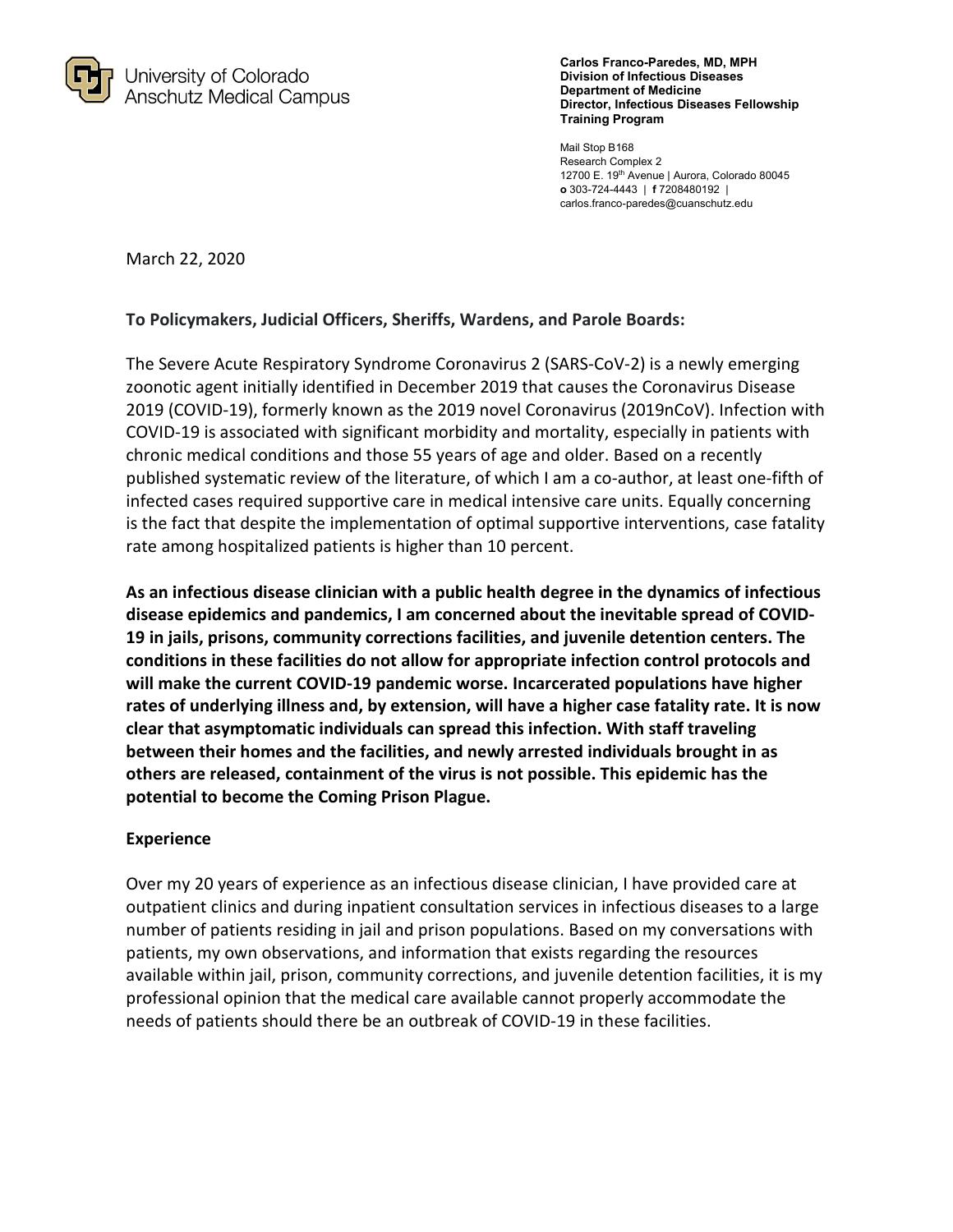University of Colorado
Anschutz Medical Campus

**Carlos Franco-Paredes, MD, MPH**
**Division of Infectious Diseases**
**Department of Medicine**
**Director, Infectious Diseases Fellowship Training Program**

Mail Stop B168
Research Complex 2
12700 E. 19th Avenue | Aurora, Colorado 80045
**o** 303-724-4443 | **f** 7208480192 |
carlos.franco-paredes@cuanschutz.edu

March 22, 2020

**To Policymakers, Judicial Officers, Sheriffs, Wardens, and Parole Boards:**

The Severe Acute Respiratory Syndrome Coronavirus 2 (SARS-CoV-2) is a newly emerging zoonotic agent initially identified in December 2019 that causes the Coronavirus Disease 2019 (COVID-19), formerly known as the 2019 novel Coronavirus (2019nCoV). Infection with COVID-19 is associated with significant morbidity and mortality, especially in patients with chronic medical conditions and those 55 years of age and older. Based on a recently published systematic review of the literature, of which I am a co-author, at least one-fifth of infected cases required supportive care in medical intensive care units. Equally concerning is the fact that despite the implementation of optimal supportive interventions, case fatality rate among hospitalized patients is higher than 10 percent.

**As an infectious disease clinician with a public health degree in the dynamics of infectious disease epidemics and pandemics, I am concerned about the inevitable spread of COVID-19 in jails, prisons, community corrections facilities, and juvenile detention centers. The conditions in these facilities do not allow for appropriate infection control protocols and will make the current COVID-19 pandemic worse. Incarcerated populations have higher rates of underlying illness and, by extension, will have a higher case fatality rate. It is now clear that asymptomatic individuals can spread this infection. With staff traveling between their homes and the facilities, and newly arrested individuals brought in as others are released, containment of the virus is not possible. This epidemic has the potential to become the Coming Prison Plague.**

## Experience

Over my 20 years of experience as an infectious disease clinician, I have provided care at outpatient clinics and during inpatient consultation services in infectious diseases to a large number of patients residing in jail and prison populations. Based on my conversations with patients, my own observations, and information that exists regarding the resources available within jail, prison, community corrections, and juvenile detention facilities, it is my professional opinion that the medical care available cannot properly accommodate the needs of patients should there be an outbreak of COVID-19 in these facilities.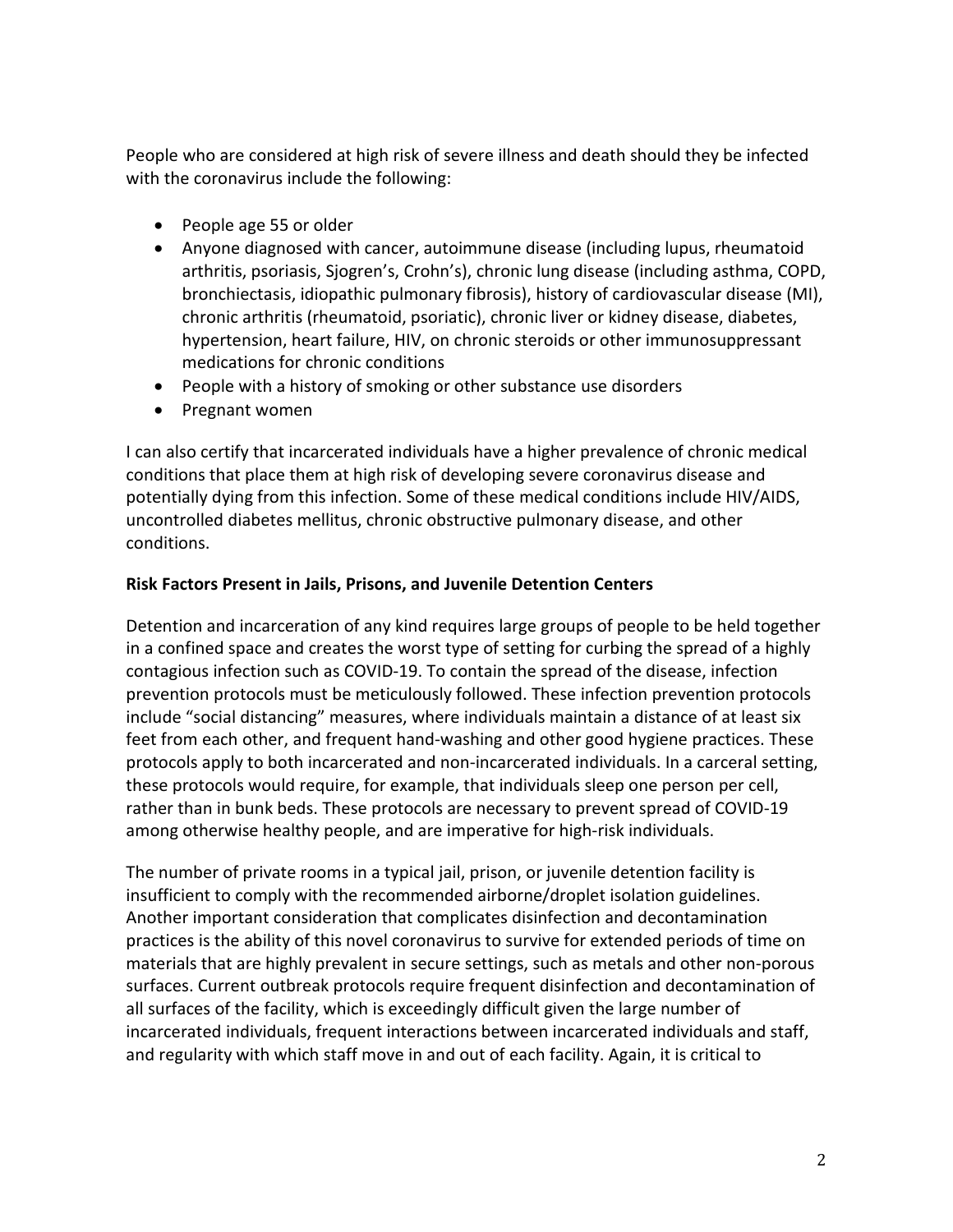People who are considered at high risk of severe illness and death should they be infected with the coronavirus include the following:

- People age 55 or older
- Anyone diagnosed with cancer, autoimmune disease (including lupus, rheumatoid arthritis, psoriasis, Sjogren's, Crohn's), chronic lung disease (including asthma, COPD, bronchiectasis, idiopathic pulmonary fibrosis), history of cardiovascular disease (MI), chronic arthritis (rheumatoid, psoriatic), chronic liver or kidney disease, diabetes, hypertension, heart failure, HIV, on chronic steroids or other immunosuppressant medications for chronic conditions
- People with a history of smoking or other substance use disorders
- Pregnant women

I can also certify that incarcerated individuals have a higher prevalence of chronic medical conditions that place them at high risk of developing severe coronavirus disease and potentially dying from this infection. Some of these medical conditions include HIV/AIDS, uncontrolled diabetes mellitus, chronic obstructive pulmonary disease, and other conditions.

**Risk Factors Present in Jails, Prisons, and Juvenile Detention Centers**

Detention and incarceration of any kind requires large groups of people to be held together in a confined space and creates the worst type of setting for curbing the spread of a highly contagious infection such as COVID-19. To contain the spread of the disease, infection prevention protocols must be meticulously followed. These infection prevention protocols include "social distancing" measures, where individuals maintain a distance of at least six feet from each other, and frequent hand-washing and other good hygiene practices. These protocols apply to both incarcerated and non-incarcerated individuals. In a carceral setting, these protocols would require, for example, that individuals sleep one person per cell, rather than in bunk beds. These protocols are necessary to prevent spread of COVID-19 among otherwise healthy people, and are imperative for high-risk individuals.

The number of private rooms in a typical jail, prison, or juvenile detention facility is insufficient to comply with the recommended airborne/droplet isolation guidelines. Another important consideration that complicates disinfection and decontamination practices is the ability of this novel coronavirus to survive for extended periods of time on materials that are highly prevalent in secure settings, such as metals and other non-porous surfaces. Current outbreak protocols require frequent disinfection and decontamination of all surfaces of the facility, which is exceedingly difficult given the large number of incarcerated individuals, frequent interactions between incarcerated individuals and staff, and regularity with which staff move in and out of each facility. Again, it is critical to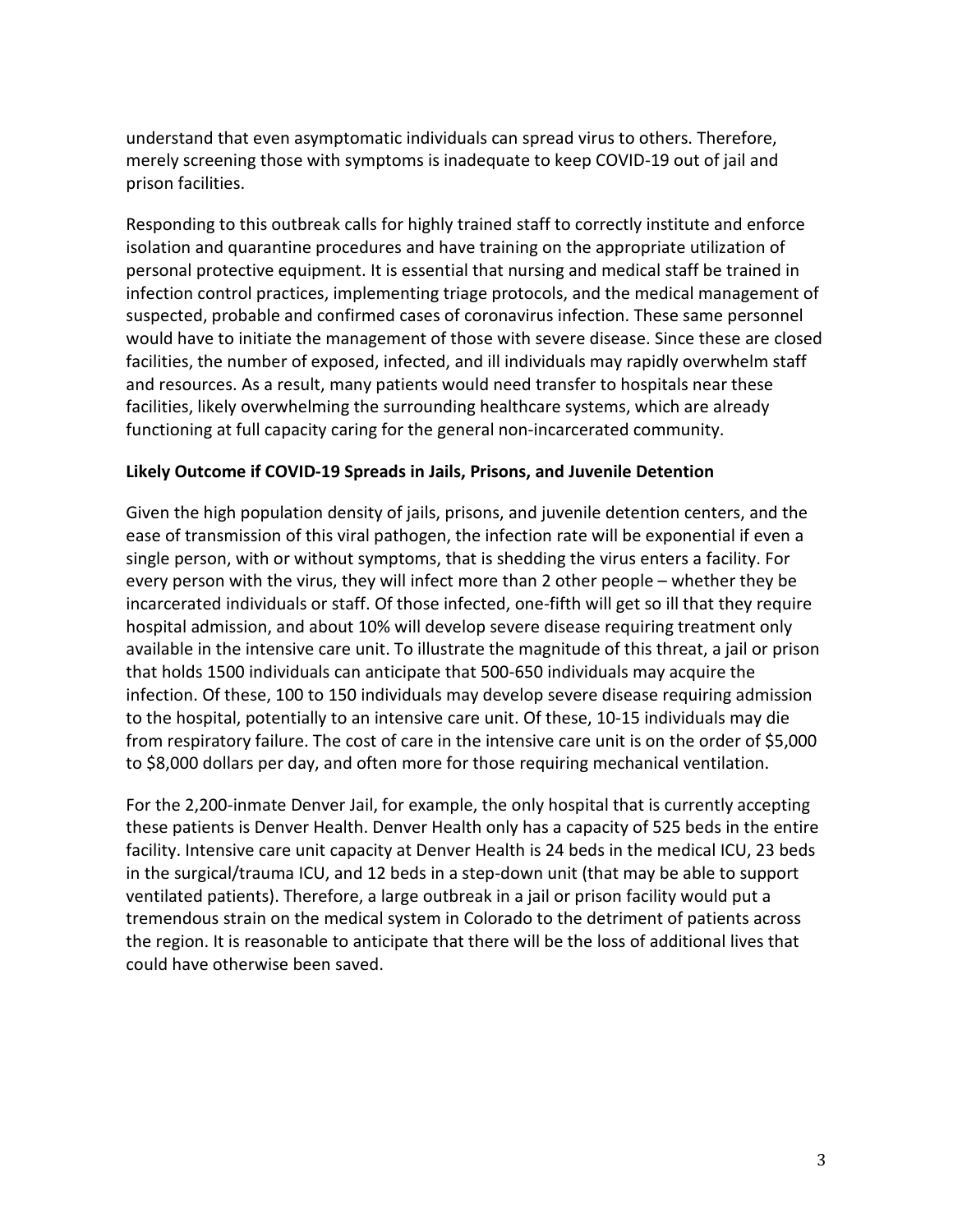understand that even asymptomatic individuals can spread virus to others. Therefore, merely screening those with symptoms is inadequate to keep COVID-19 out of jail and prison facilities.

Responding to this outbreak calls for highly trained staff to correctly institute and enforce isolation and quarantine procedures and have training on the appropriate utilization of personal protective equipment. It is essential that nursing and medical staff be trained in infection control practices, implementing triage protocols, and the medical management of suspected, probable and confirmed cases of coronavirus infection. These same personnel would have to initiate the management of those with severe disease. Since these are closed facilities, the number of exposed, infected, and ill individuals may rapidly overwhelm staff and resources. As a result, many patients would need transfer to hospitals near these facilities, likely overwhelming the surrounding healthcare systems, which are already functioning at full capacity caring for the general non-incarcerated community.

**Likely Outcome if COVID-19 Spreads in Jails, Prisons, and Juvenile Detention**

Given the high population density of jails, prisons, and juvenile detention centers, and the ease of transmission of this viral pathogen, the infection rate will be exponential if even a single person, with or without symptoms, that is shedding the virus enters a facility. For every person with the virus, they will infect more than 2 other people – whether they be incarcerated individuals or staff. Of those infected, one-fifth will get so ill that they require hospital admission, and about 10% will develop severe disease requiring treatment only available in the intensive care unit. To illustrate the magnitude of this threat, a jail or prison that holds 1500 individuals can anticipate that 500-650 individuals may acquire the infection. Of these, 100 to 150 individuals may develop severe disease requiring admission to the hospital, potentially to an intensive care unit. Of these, 10-15 individuals may die from respiratory failure. The cost of care in the intensive care unit is on the order of $5,000 to $8,000 dollars per day, and often more for those requiring mechanical ventilation.

For the 2,200-inmate Denver Jail, for example, the only hospital that is currently accepting these patients is Denver Health. Denver Health only has a capacity of 525 beds in the entire facility. Intensive care unit capacity at Denver Health is 24 beds in the medical ICU, 23 beds in the surgical/trauma ICU, and 12 beds in a step-down unit (that may be able to support ventilated patients). Therefore, a large outbreak in a jail or prison facility would put a tremendous strain on the medical system in Colorado to the detriment of patients across the region. It is reasonable to anticipate that there will be the loss of additional lives that could have otherwise been saved.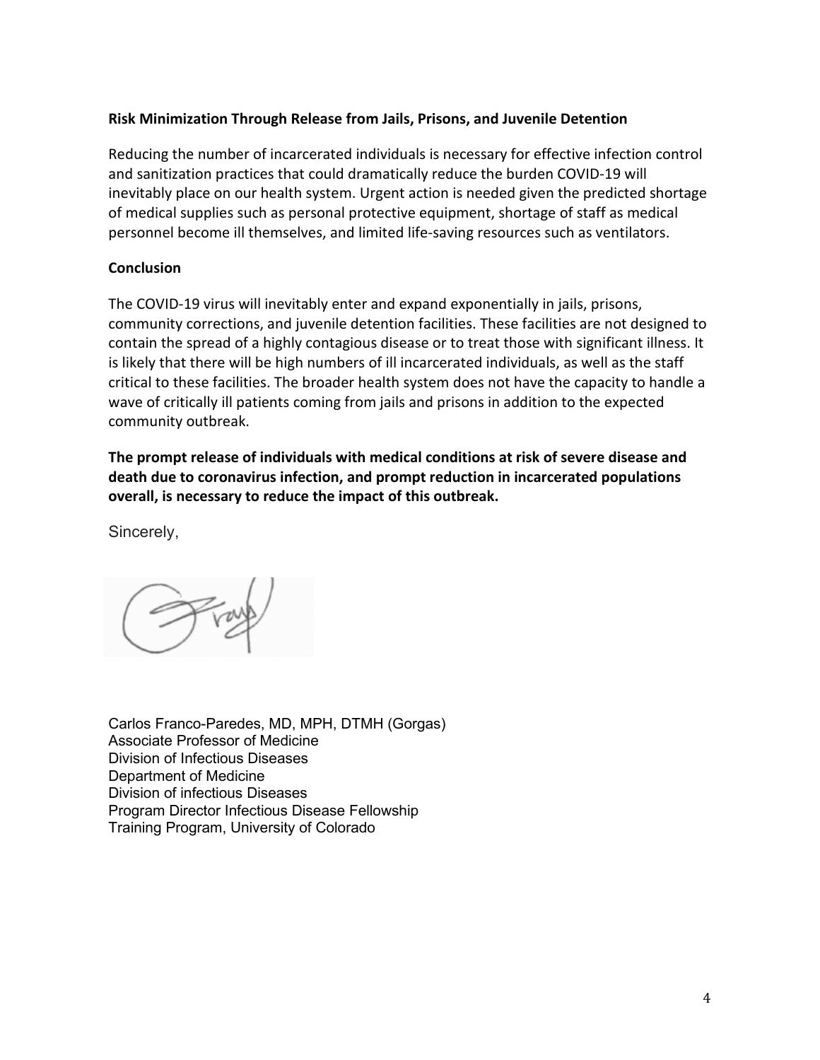**Risk Minimization Through Release from Jails, Prisons, and Juvenile Detention**

Reducing the number of incarcerated individuals is necessary for effective infection control and sanitization practices that could dramatically reduce the burden COVID-19 will inevitably place on our health system. Urgent action is needed given the predicted shortage of medical supplies such as personal protective equipment, shortage of staff as medical personnel become ill themselves, and limited life-saving resources such as ventilators.

**Conclusion**

The COVID-19 virus will inevitably enter and expand exponentially in jails, prisons, community corrections, and juvenile detention facilities. These facilities are not designed to contain the spread of a highly contagious disease or to treat those with significant illness. It is likely that there will be high numbers of ill incarcerated individuals, as well as the staff critical to these facilities. The broader health system does not have the capacity to handle a wave of critically ill patients coming from jails and prisons in addition to the expected community outbreak.

**The prompt release of individuals with medical conditions at risk of severe disease and death due to coronavirus infection, and prompt reduction in incarcerated populations overall, is necessary to reduce the impact of this outbreak.**

Sincerely,

Carlos Franco-Paredes, MD, MPH, DTMH (Gorgas)
Associate Professor of Medicine
Division of Infectious Diseases
Department of Medicine
Division of infectious Diseases
Program Director Infectious Disease Fellowship
Training Program, University of Colorado